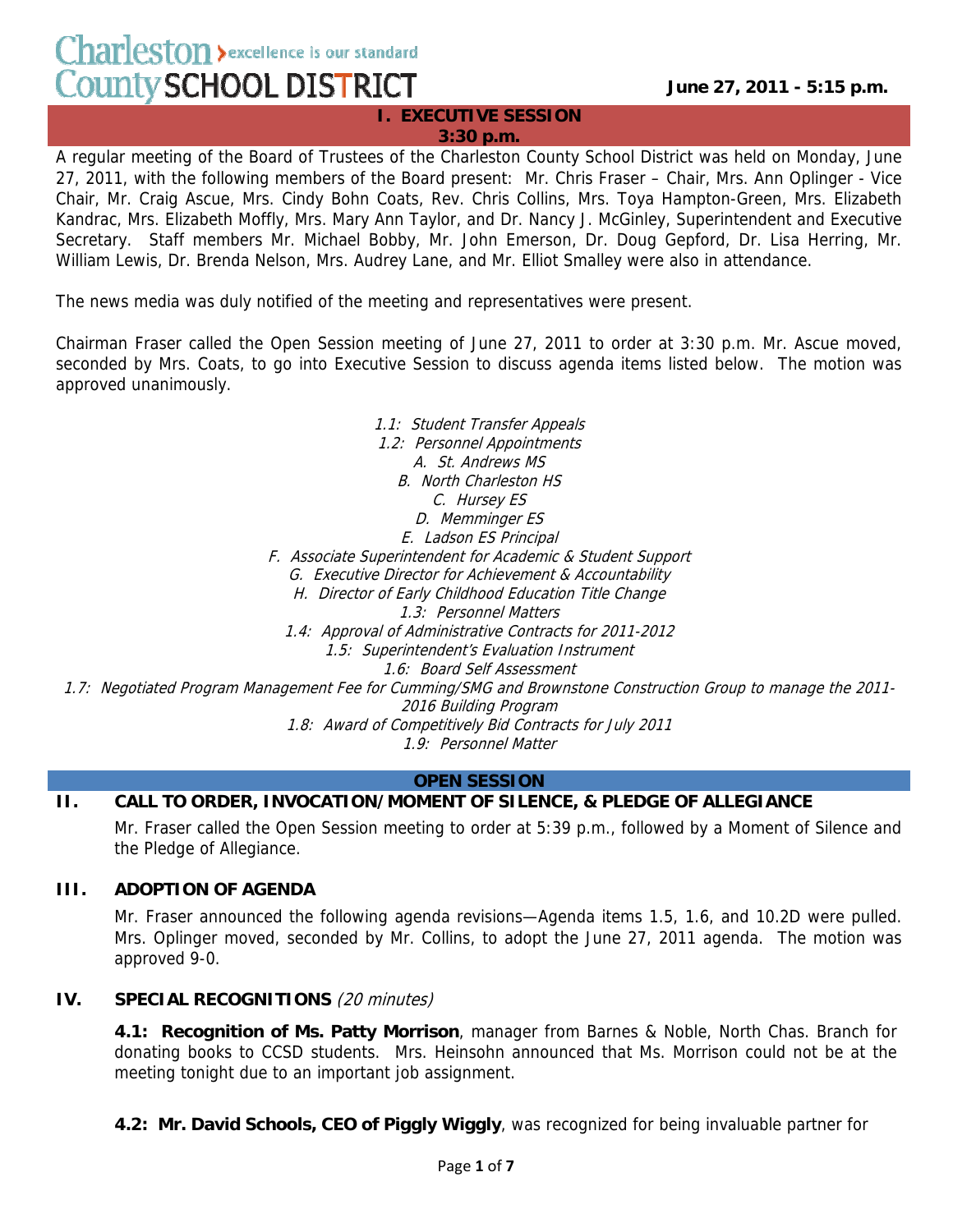**Charleston County SCHOOL DISTRICT** excellence is our standard

**June 27, 2011 - 5:15 p.m.**

## I. EXECUTIVE SESSION
**3:30 p.m.**

A regular meeting of the Board of Trustees of the Charleston County School District was held on Monday, June 27, 2011, with the following members of the Board present: Mr. Chris Fraser – Chair, Mrs. Ann Oplinger - Vice Chair, Mr. Craig Ascue, Mrs. Cindy Bohn Coats, Rev. Chris Collins, Mrs. Toya Hampton-Green, Mrs. Elizabeth Kandrac, Mrs. Elizabeth Moffly, Mrs. Mary Ann Taylor, and Dr. Nancy J. McGinley, Superintendent and Executive Secretary. Staff members Mr. Michael Bobby, Mr. John Emerson, Dr. Doug Gepford, Dr. Lisa Herring, Mr. William Lewis, Dr. Brenda Nelson, Mrs. Audrey Lane, and Mr. Elliot Smalley were also in attendance.

The news media was duly notified of the meeting and representatives were present.

Chairman Fraser called the Open Session meeting of June 27, 2011 to order at 3:30 p.m. Mr. Ascue moved, seconded by Mrs. Coats, to go into Executive Session to discuss agenda items listed below. The motion was approved unanimously.

*1.1: Student Transfer Appeals*
*1.2: Personnel Appointments*
*A. St. Andrews MS*
*B. North Charleston HS*
*C. Hursey ES*
*D. Memminger ES*
*E. Ladson ES Principal*
*F. Associate Superintendent for Academic & Student Support*
*G. Executive Director for Achievement & Accountability*
*H. Director of Early Childhood Education Title Change*
*1.3: Personnel Matters*
*1.4: Approval of Administrative Contracts for 2011-2012*
*1.5: Superintendent's Evaluation Instrument*
*1.6: Board Self Assessment*
*1.7: Negotiated Program Management Fee for Cumming/SMG and Brownstone Construction Group to manage the 2011-2016 Building Program*
*1.8: Award of Competitively Bid Contracts for July 2011*
*1.9: Personnel Matter*

## OPEN SESSION

## II. CALL TO ORDER, INVOCATION/MOMENT OF SILENCE, & PLEDGE OF ALLEGIANCE

Mr. Fraser called the Open Session meeting to order at 5:39 p.m., followed by a Moment of Silence and the Pledge of Allegiance.

## III. ADOPTION OF AGENDA

Mr. Fraser announced the following agenda revisions—Agenda items 1.5, 1.6, and 10.2D were pulled. Mrs. Oplinger moved, seconded by Mr. Collins, to adopt the June 27, 2011 agenda. The motion was approved 9-0.

## IV. SPECIAL RECOGNITIONS *(20 minutes)*

**4.1: Recognition of Ms. Patty Morrison**, manager from Barnes & Noble, North Chas. Branch for donating books to CCSD students. Mrs. Heinsohn announced that Ms. Morrison could not be at the meeting tonight due to an important job assignment.

**4.2: Mr. David Schools, CEO of Piggly Wiggly**, was recognized for being invaluable partner for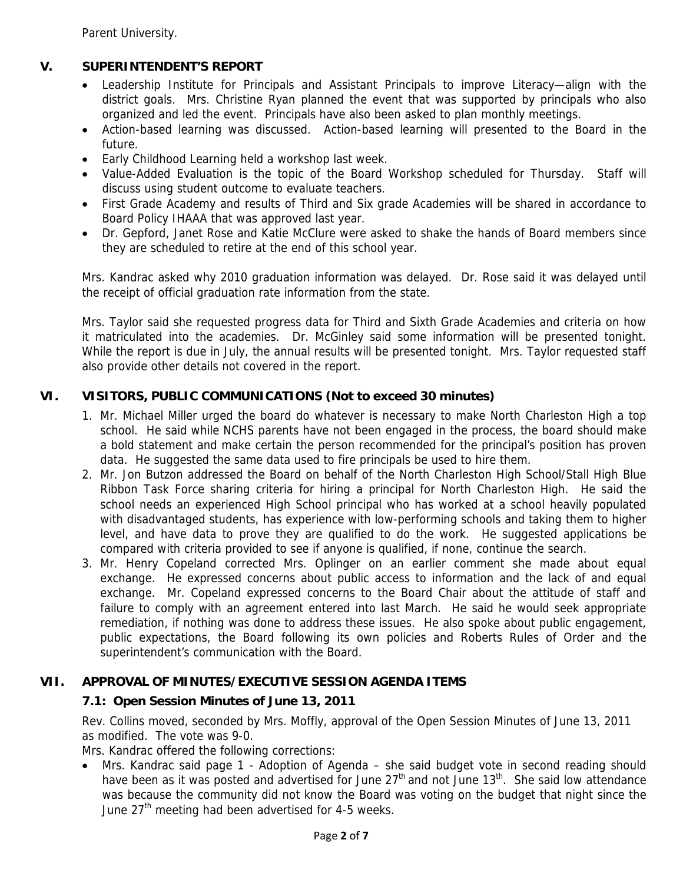Parent University.

## V. SUPERINTENDENT'S REPORT

- Leadership Institute for Principals and Assistant Principals to improve Literacy—align with the district goals. Mrs. Christine Ryan planned the event that was supported by principals who also organized and led the event. Principals have also been asked to plan monthly meetings.
- Action-based learning was discussed. Action-based learning will presented to the Board in the future.
- Early Childhood Learning held a workshop last week.
- Value-Added Evaluation is the topic of the Board Workshop scheduled for Thursday. Staff will discuss using student outcome to evaluate teachers.
- First Grade Academy and results of Third and Six grade Academies will be shared in accordance to Board Policy IHAAA that was approved last year.
- Dr. Gepford, Janet Rose and Katie McClure were asked to shake the hands of Board members since they are scheduled to retire at the end of this school year.

Mrs. Kandrac asked why 2010 graduation information was delayed. Dr. Rose said it was delayed until the receipt of official graduation rate information from the state.

Mrs. Taylor said she requested progress data for Third and Sixth Grade Academies and criteria on how it matriculated into the academies. Dr. McGinley said some information will be presented tonight. While the report is due in July, the annual results will be presented tonight. Mrs. Taylor requested staff also provide other details not covered in the report.

## VI. VISITORS, PUBLIC COMMUNICATIONS (Not to exceed 30 minutes)

1. Mr. Michael Miller urged the board do whatever is necessary to make North Charleston High a top school. He said while NCHS parents have not been engaged in the process, the board should make a bold statement and make certain the person recommended for the principal's position has proven data. He suggested the same data used to fire principals be used to hire them.
2. Mr. Jon Butzon addressed the Board on behalf of the North Charleston High School/Stall High Blue Ribbon Task Force sharing criteria for hiring a principal for North Charleston High. He said the school needs an experienced High School principal who has worked at a school heavily populated with disadvantaged students, has experience with low-performing schools and taking them to higher level, and have data to prove they are qualified to do the work. He suggested applications be compared with criteria provided to see if anyone is qualified, if none, continue the search.
3. Mr. Henry Copeland corrected Mrs. Oplinger on an earlier comment she made about equal exchange. He expressed concerns about public access to information and the lack of and equal exchange. Mr. Copeland expressed concerns to the Board Chair about the attitude of staff and failure to comply with an agreement entered into last March. He said he would seek appropriate remediation, if nothing was done to address these issues. He also spoke about public engagement, public expectations, the Board following its own policies and Roberts Rules of Order and the superintendent's communication with the Board.

## VII. APPROVAL OF MINUTES/EXECUTIVE SESSION AGENDA ITEMS

### 7.1: Open Session Minutes of June 13, 2011

Rev. Collins moved, seconded by Mrs. Moffly, approval of the Open Session Minutes of June 13, 2011 as modified. The vote was 9-0.

Mrs. Kandrac offered the following corrections:

- Mrs. Kandrac said page 1 - Adoption of Agenda – she said budget vote in second reading should have been as it was posted and advertised for June 27th and not June 13th. She said low attendance was because the community did not know the Board was voting on the budget that night since the June 27th meeting had been advertised for 4-5 weeks.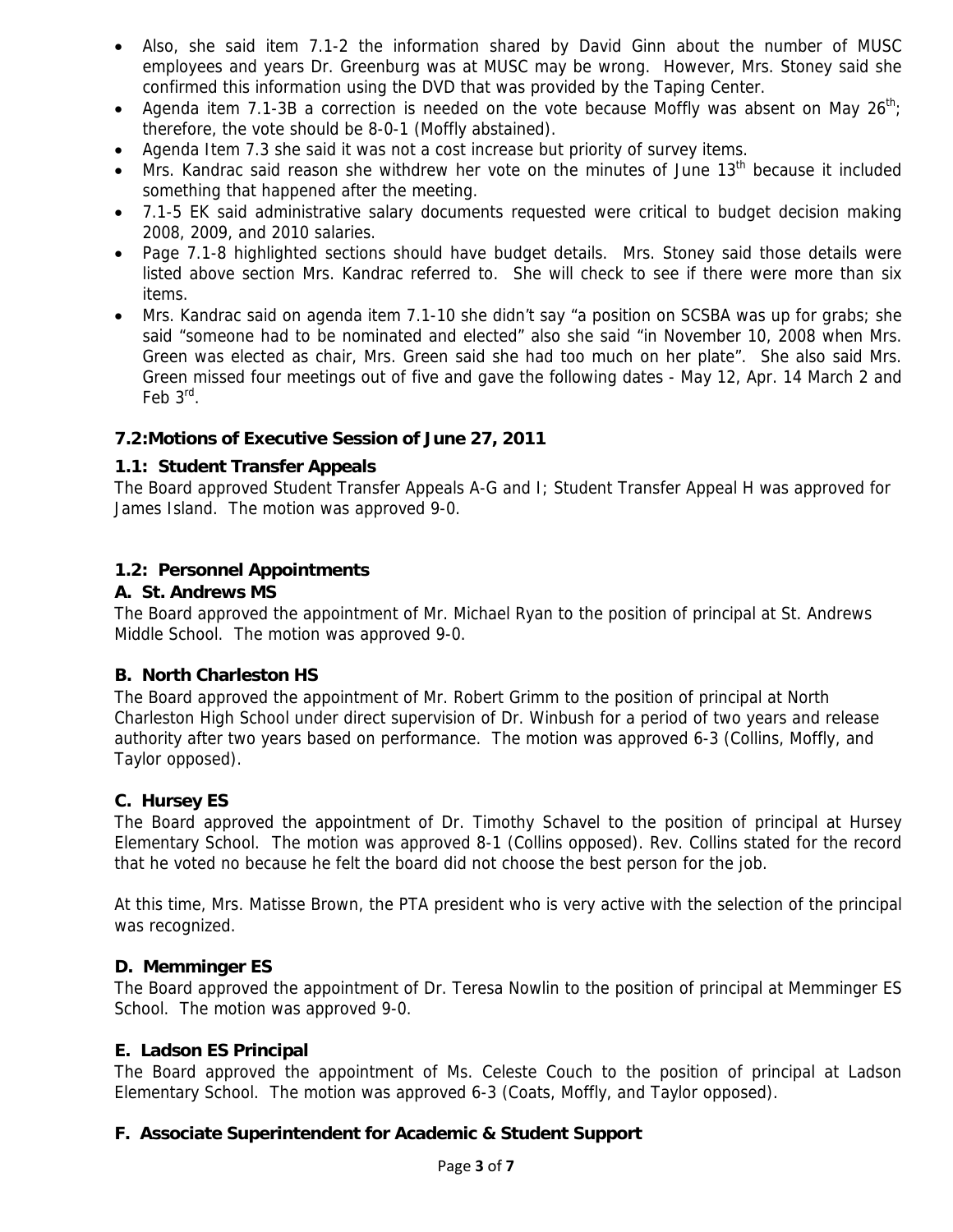- Also, she said item 7.1-2 the information shared by David Ginn about the number of MUSC employees and years Dr. Greenburg was at MUSC may be wrong. However, Mrs. Stoney said she confirmed this information using the DVD that was provided by the Taping Center.
- Agenda item 7.1-3B a correction is needed on the vote because Moffly was absent on May 26th; therefore, the vote should be 8-0-1 (Moffly abstained).
- Agenda Item 7.3 she said it was not a cost increase but priority of survey items.
- Mrs. Kandrac said reason she withdrew her vote on the minutes of June 13th because it included something that happened after the meeting.
- 7.1-5 EK said administrative salary documents requested were critical to budget decision making 2008, 2009, and 2010 salaries.
- Page 7.1-8 highlighted sections should have budget details. Mrs. Stoney said those details were listed above section Mrs. Kandrac referred to. She will check to see if there were more than six items.
- Mrs. Kandrac said on agenda item 7.1-10 she didn't say "a position on SCSBA was up for grabs; she said "someone had to be nominated and elected" also she said "in November 10, 2008 when Mrs. Green was elected as chair, Mrs. Green said she had too much on her plate". She also said Mrs. Green missed four meetings out of five and gave the following dates - May 12, Apr. 14 March 2 and Feb 3rd.

### 7.2:Motions of Executive Session of June 27, 2011

### 1.1: Student Transfer Appeals

The Board approved Student Transfer Appeals A-G and I; Student Transfer Appeal H was approved for James Island. The motion was approved 9-0.

### 1.2: Personnel Appointments

#### A. St. Andrews MS

The Board approved the appointment of Mr. Michael Ryan to the position of principal at St. Andrews Middle School. The motion was approved 9-0.

#### B. North Charleston HS

The Board approved the appointment of Mr. Robert Grimm to the position of principal at North Charleston High School under direct supervision of Dr. Winbush for a period of two years and release authority after two years based on performance. The motion was approved 6-3 (Collins, Moffly, and Taylor opposed).

#### C. Hursey ES

The Board approved the appointment of Dr. Timothy Schavel to the position of principal at Hursey Elementary School. The motion was approved 8-1 (Collins opposed). Rev. Collins stated for the record that he voted no because he felt the board did not choose the best person for the job.

At this time, Mrs. Matisse Brown, the PTA president who is very active with the selection of the principal was recognized.

#### D. Memminger ES

The Board approved the appointment of Dr. Teresa Nowlin to the position of principal at Memminger ES School. The motion was approved 9-0.

#### E. Ladson ES Principal

The Board approved the appointment of Ms. Celeste Couch to the position of principal at Ladson Elementary School. The motion was approved 6-3 (Coats, Moffly, and Taylor opposed).

#### F. Associate Superintendent for Academic & Student Support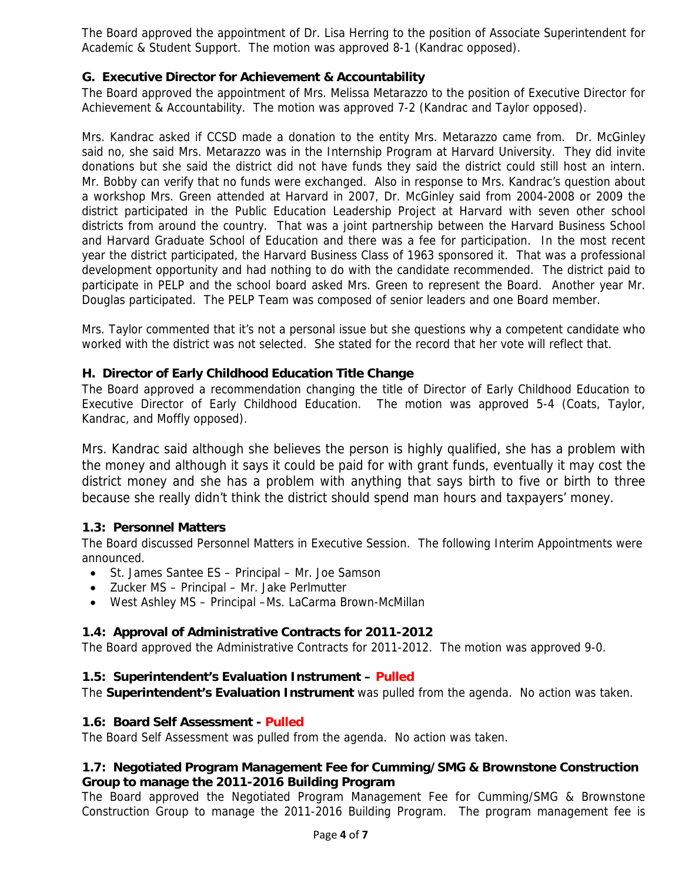The Board approved the appointment of Dr. Lisa Herring to the position of Associate Superintendent for Academic & Student Support. The motion was approved 8-1 (Kandrac opposed).

### G. Executive Director for Achievement & Accountability

The Board approved the appointment of Mrs. Melissa Metarazzo to the position of Executive Director for Achievement & Accountability. The motion was approved 7-2 (Kandrac and Taylor opposed).

Mrs. Kandrac asked if CCSD made a donation to the entity Mrs. Metarazzo came from. Dr. McGinley said no, she said Mrs. Metarazzo was in the Internship Program at Harvard University. They did invite donations but she said the district did not have funds they said the district could still host an intern. Mr. Bobby can verify that no funds were exchanged. Also in response to Mrs. Kandrac's question about a workshop Mrs. Green attended at Harvard in 2007, Dr. McGinley said from 2004-2008 or 2009 the district participated in the Public Education Leadership Project at Harvard with seven other school districts from around the country. That was a joint partnership between the Harvard Business School and Harvard Graduate School of Education and there was a fee for participation. In the most recent year the district participated, the Harvard Business Class of 1963 sponsored it. That was a professional development opportunity and had nothing to do with the candidate recommended. The district paid to participate in PELP and the school board asked Mrs. Green to represent the Board. Another year Mr. Douglas participated. The PELP Team was composed of senior leaders and one Board member.

Mrs. Taylor commented that it's not a personal issue but she questions why a competent candidate who worked with the district was not selected. She stated for the record that her vote will reflect that.

### H. Director of Early Childhood Education Title Change

The Board approved a recommendation changing the title of Director of Early Childhood Education to Executive Director of Early Childhood Education. The motion was approved 5-4 (Coats, Taylor, Kandrac, and Moffly opposed).

Mrs. Kandrac said although she believes the person is highly qualified, she has a problem with the money and although it says it could be paid for with grant funds, eventually it may cost the district money and she has a problem with anything that says birth to five or birth to three because she really didn't think the district should spend man hours and taxpayers' money.

### 1.3: Personnel Matters

The Board discussed Personnel Matters in Executive Session. The following Interim Appointments were announced.

- St. James Santee ES – Principal – Mr. Joe Samson
- Zucker MS – Principal – Mr. Jake Perlmutter
- West Ashley MS – Principal –Ms. LaCarma Brown-McMillan

### 1.4: Approval of Administrative Contracts for 2011-2012

The Board approved the Administrative Contracts for 2011-2012. The motion was approved 9-0.

### 1.5: Superintendent's Evaluation Instrument – Pulled

The **Superintendent's Evaluation Instrument** was pulled from the agenda. No action was taken.

### 1.6: Board Self Assessment - Pulled

The Board Self Assessment was pulled from the agenda. No action was taken.

### 1.7: Negotiated Program Management Fee for Cumming/SMG & Brownstone Construction Group to manage the 2011-2016 Building Program

The Board approved the Negotiated Program Management Fee for Cumming/SMG & Brownstone Construction Group to manage the 2011-2016 Building Program. The program management fee is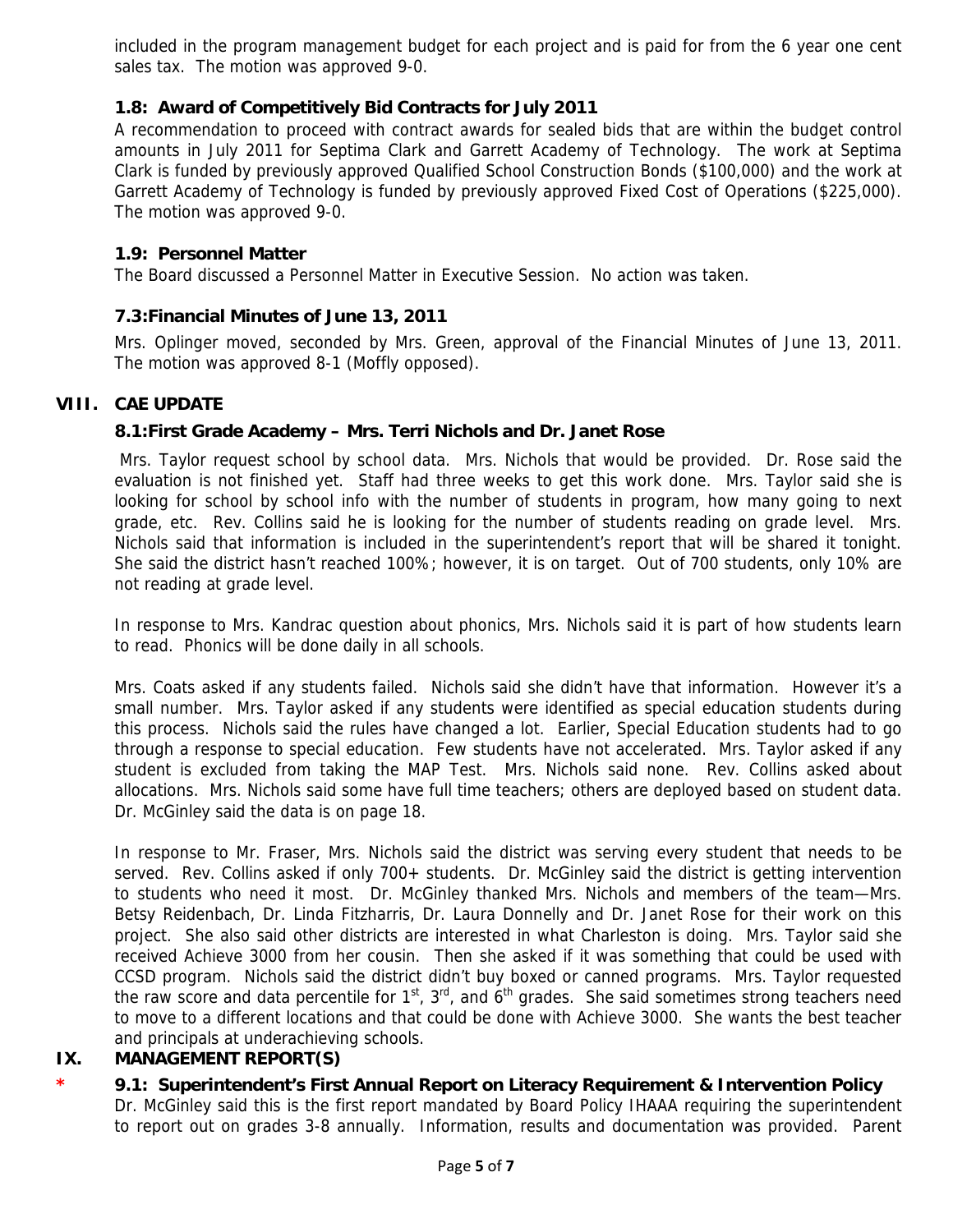included in the program management budget for each project and is paid for from the 6 year one cent sales tax. The motion was approved 9-0.

### 1.8: Award of Competitively Bid Contracts for July 2011

A recommendation to proceed with contract awards for sealed bids that are within the budget control amounts in July 2011 for Septima Clark and Garrett Academy of Technology. The work at Septima Clark is funded by previously approved Qualified School Construction Bonds ($100,000) and the work at Garrett Academy of Technology is funded by previously approved Fixed Cost of Operations ($225,000). The motion was approved 9-0.

### 1.9: Personnel Matter

The Board discussed a Personnel Matter in Executive Session. No action was taken.

### 7.3:Financial Minutes of June 13, 2011

Mrs. Oplinger moved, seconded by Mrs. Green, approval of the Financial Minutes of June 13, 2011. The motion was approved 8-1 (Moffly opposed).

## VIII. CAE UPDATE

### 8.1:First Grade Academy – Mrs. Terri Nichols and Dr. Janet Rose

Mrs. Taylor request school by school data. Mrs. Nichols that would be provided. Dr. Rose said the evaluation is not finished yet. Staff had three weeks to get this work done. Mrs. Taylor said she is looking for school by school info with the number of students in program, how many going to next grade, etc. Rev. Collins said he is looking for the number of students reading on grade level. Mrs. Nichols said that information is included in the superintendent's report that will be shared it tonight. She said the district hasn't reached 100%; however, it is on target. Out of 700 students, only 10% are not reading at grade level.

In response to Mrs. Kandrac question about phonics, Mrs. Nichols said it is part of how students learn to read. Phonics will be done daily in all schools.

Mrs. Coats asked if any students failed. Nichols said she didn't have that information. However it's a small number. Mrs. Taylor asked if any students were identified as special education students during this process. Nichols said the rules have changed a lot. Earlier, Special Education students had to go through a response to special education. Few students have not accelerated. Mrs. Taylor asked if any student is excluded from taking the MAP Test. Mrs. Nichols said none. Rev. Collins asked about allocations. Mrs. Nichols said some have full time teachers; others are deployed based on student data. Dr. McGinley said the data is on page 18.

In response to Mr. Fraser, Mrs. Nichols said the district was serving every student that needs to be served. Rev. Collins asked if only 700+ students. Dr. McGinley said the district is getting intervention to students who need it most. Dr. McGinley thanked Mrs. Nichols and members of the team—Mrs. Betsy Reidenbach, Dr. Linda Fitzharris, Dr. Laura Donnelly and Dr. Janet Rose for their work on this project. She also said other districts are interested in what Charleston is doing. Mrs. Taylor said she received Achieve 3000 from her cousin. Then she asked if it was something that could be used with CCSD program. Nichols said the district didn't buy boxed or canned programs. Mrs. Taylor requested the raw score and data percentile for 1st, 3rd, and 6th grades. She said sometimes strong teachers need to move to a different locations and that could be done with Achieve 3000. She wants the best teacher and principals at underachieving schools.

## IX. MANAGEMENT REPORT(S)

### * 9.1: Superintendent's First Annual Report on Literacy Requirement & Intervention Policy

Dr. McGinley said this is the first report mandated by Board Policy IHAAA requiring the superintendent to report out on grades 3-8 annually. Information, results and documentation was provided. Parent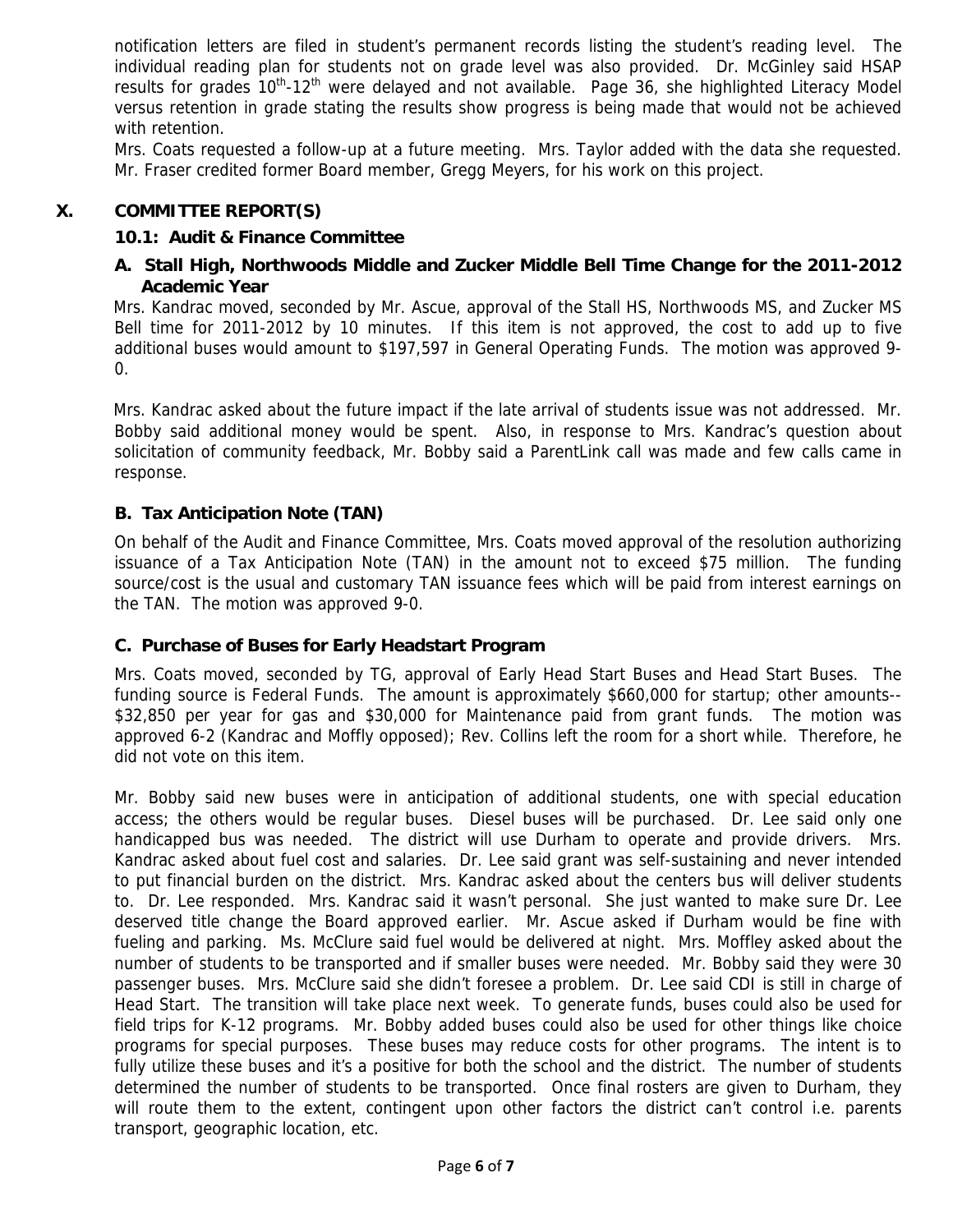notification letters are filed in student's permanent records listing the student's reading level. The individual reading plan for students not on grade level was also provided. Dr. McGinley said HSAP results for grades $10^{th}$-$12^{th}$ were delayed and not available. Page 36, she highlighted Literacy Model versus retention in grade stating the results show progress is being made that would not be achieved with retention.

Mrs. Coats requested a follow-up at a future meeting. Mrs. Taylor added with the data she requested. Mr. Fraser credited former Board member, Gregg Meyers, for his work on this project.

## X. COMMITTEE REPORT(S)

### 10.1: Audit & Finance Committee

#### A. Stall High, Northwoods Middle and Zucker Middle Bell Time Change for the 2011-2012 Academic Year

Mrs. Kandrac moved, seconded by Mr. Ascue, approval of the Stall HS, Northwoods MS, and Zucker MS Bell time for 2011-2012 by 10 minutes. If this item is not approved, the cost to add up to five additional buses would amount to $197,597 in General Operating Funds. The motion was approved 9-0.

Mrs. Kandrac asked about the future impact if the late arrival of students issue was not addressed. Mr. Bobby said additional money would be spent. Also, in response to Mrs. Kandrac's question about solicitation of community feedback, Mr. Bobby said a ParentLink call was made and few calls came in response.

#### B. Tax Anticipation Note (TAN)

On behalf of the Audit and Finance Committee, Mrs. Coats moved approval of the resolution authorizing issuance of a Tax Anticipation Note (TAN) in the amount not to exceed $75 million. The funding source/cost is the usual and customary TAN issuance fees which will be paid from interest earnings on the TAN. The motion was approved 9-0.

#### C. Purchase of Buses for Early Headstart Program

Mrs. Coats moved, seconded by TG, approval of Early Head Start Buses and Head Start Buses. The funding source is Federal Funds. The amount is approximately $660,000 for startup; other amounts-- $32,850 per year for gas and $30,000 for Maintenance paid from grant funds. The motion was approved 6-2 (Kandrac and Moffly opposed); Rev. Collins left the room for a short while. Therefore, he did not vote on this item.

Mr. Bobby said new buses were in anticipation of additional students, one with special education access; the others would be regular buses. Diesel buses will be purchased. Dr. Lee said only one handicapped bus was needed. The district will use Durham to operate and provide drivers. Mrs. Kandrac asked about fuel cost and salaries. Dr. Lee said grant was self-sustaining and never intended to put financial burden on the district. Mrs. Kandrac asked about the centers bus will deliver students to. Dr. Lee responded. Mrs. Kandrac said it wasn't personal. She just wanted to make sure Dr. Lee deserved title change the Board approved earlier. Mr. Ascue asked if Durham would be fine with fueling and parking. Ms. McClure said fuel would be delivered at night. Mrs. Moffley asked about the number of students to be transported and if smaller buses were needed. Mr. Bobby said they were 30 passenger buses. Mrs. McClure said she didn't foresee a problem. Dr. Lee said CDI is still in charge of Head Start. The transition will take place next week. To generate funds, buses could also be used for field trips for K-12 programs. Mr. Bobby added buses could also be used for other things like choice programs for special purposes. These buses may reduce costs for other programs. The intent is to fully utilize these buses and it's a positive for both the school and the district. The number of students determined the number of students to be transported. Once final rosters are given to Durham, they will route them to the extent, contingent upon other factors the district can't control i.e. parents transport, geographic location, etc.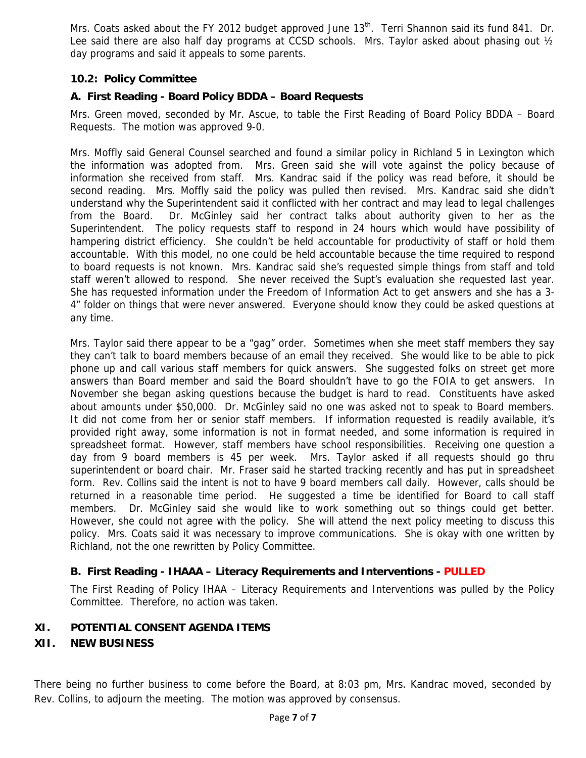Mrs. Coats asked about the FY 2012 budget approved June 13th. Terri Shannon said its fund 841. Dr. Lee said there are also half day programs at CCSD schools. Mrs. Taylor asked about phasing out ½ day programs and said it appeals to some parents.

### 10.2: Policy Committee

### A. First Reading - Board Policy BDDA – Board Requests

Mrs. Green moved, seconded by Mr. Ascue, to table the First Reading of Board Policy BDDA – Board Requests. The motion was approved 9-0.

Mrs. Moffly said General Counsel searched and found a similar policy in Richland 5 in Lexington which the information was adopted from. Mrs. Green said she will vote against the policy because of information she received from staff. Mrs. Kandrac said if the policy was read before, it should be second reading. Mrs. Moffly said the policy was pulled then revised. Mrs. Kandrac said she didn't understand why the Superintendent said it conflicted with her contract and may lead to legal challenges from the Board. Dr. McGinley said her contract talks about authority given to her as the Superintendent. The policy requests staff to respond in 24 hours which would have possibility of hampering district efficiency. She couldn't be held accountable for productivity of staff or hold them accountable. With this model, no one could be held accountable because the time required to respond to board requests is not known. Mrs. Kandrac said she's requested simple things from staff and told staff weren't allowed to respond. She never received the Supt's evaluation she requested last year. She has requested information under the Freedom of Information Act to get answers and she has a 3-4" folder on things that were never answered. Everyone should know they could be asked questions at any time.

Mrs. Taylor said there appear to be a "gag" order. Sometimes when she meet staff members they say they can't talk to board members because of an email they received. She would like to be able to pick phone up and call various staff members for quick answers. She suggested folks on street get more answers than Board member and said the Board shouldn't have to go the FOIA to get answers. In November she began asking questions because the budget is hard to read. Constituents have asked about amounts under $50,000. Dr. McGinley said no one was asked not to speak to Board members. It did not come from her or senior staff members. If information requested is readily available, it's provided right away, some information is not in format needed, and some information is required in spreadsheet format. However, staff members have school responsibilities. Receiving one question a day from 9 board members is 45 per week. Mrs. Taylor asked if all requests should go thru superintendent or board chair. Mr. Fraser said he started tracking recently and has put in spreadsheet form. Rev. Collins said the intent is not to have 9 board members call daily. However, calls should be returned in a reasonable time period. He suggested a time be identified for Board to call staff members. Dr. McGinley said she would like to work something out so things could get better. However, she could not agree with the policy. She will attend the next policy meeting to discuss this policy. Mrs. Coats said it was necessary to improve communications. She is okay with one written by Richland, not the one rewritten by Policy Committee.

### B. First Reading - IHAAA – Literacy Requirements and Interventions - PULLED

The First Reading of Policy IHAA – Literacy Requirements and Interventions was pulled by the Policy Committee. Therefore, no action was taken.

## XI. POTENTIAL CONSENT AGENDA ITEMS

## XII. NEW BUSINESS

There being no further business to come before the Board, at 8:03 pm, Mrs. Kandrac moved, seconded by Rev. Collins, to adjourn the meeting. The motion was approved by consensus.